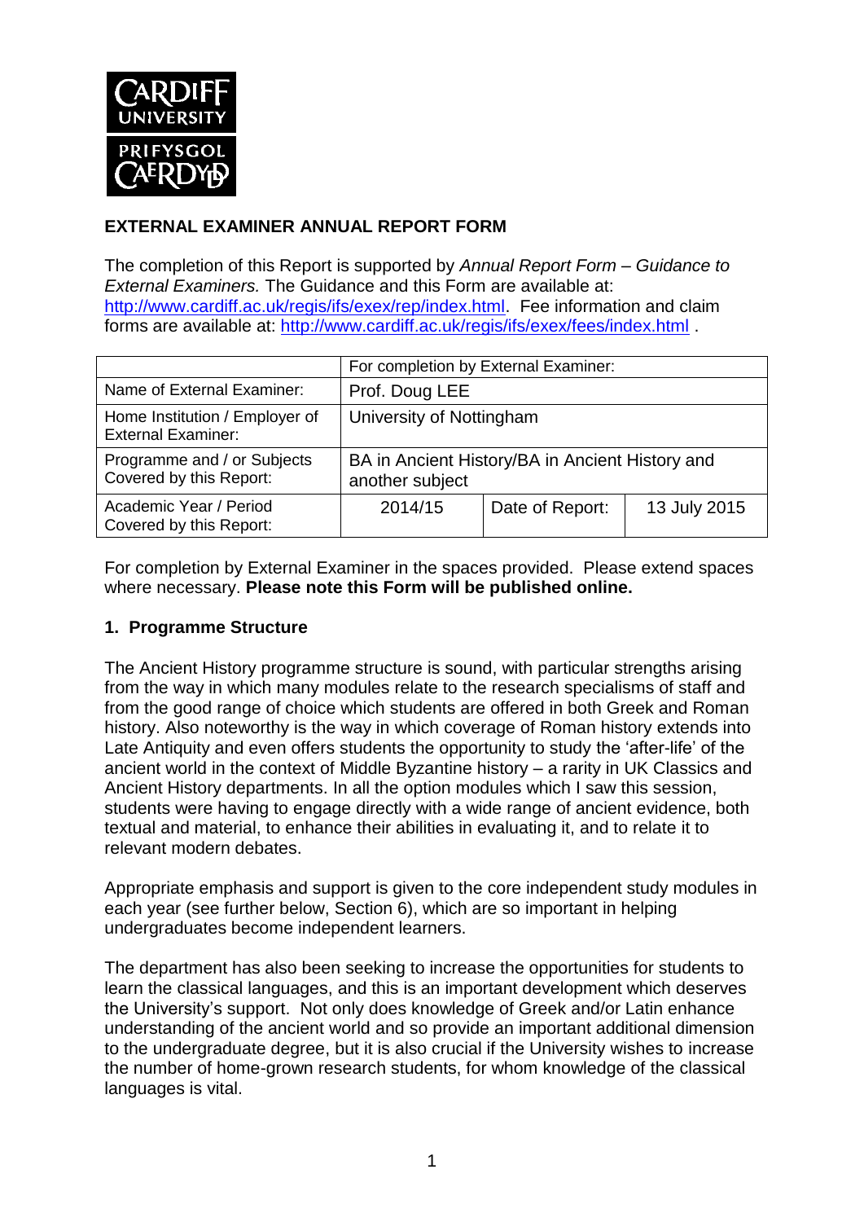**EXTERNAL EXAMINER ANNUAL REPORT FORM**

The completion of this Report is supported by *Annual Report Form – Guidance to External Examiners.* The Guidance and this Form are available at: http://www.cardiff.ac.uk/regis/ifs/exex/rep/index.html. Fee information and claim forms are available at: http://www.cardiff.ac.uk/regis/ifs/exex/fees/index.html .

| | For completion by External Examiner: | | |
|---|---|---|---|
| Name of External Examiner: | Prof. Doug LEE | | |
| Home Institution / Employer of External Examiner: | University of Nottingham | | |
| Programme and / or Subjects Covered by this Report: | BA in Ancient History/BA in Ancient History and another subject | | |
| Academic Year / Period Covered by this Report: | 2014/15 | Date of Report: | 13 July 2015 |

For completion by External Examiner in the spaces provided. Please extend spaces where necessary. **Please note this Form will be published online.**

## 1. Programme Structure

The Ancient History programme structure is sound, with particular strengths arising from the way in which many modules relate to the research specialisms of staff and from the good range of choice which students are offered in both Greek and Roman history. Also noteworthy is the way in which coverage of Roman history extends into Late Antiquity and even offers students the opportunity to study the 'after-life' of the ancient world in the context of Middle Byzantine history – a rarity in UK Classics and Ancient History departments. In all the option modules which I saw this session, students were having to engage directly with a wide range of ancient evidence, both textual and material, to enhance their abilities in evaluating it, and to relate it to relevant modern debates.

Appropriate emphasis and support is given to the core independent study modules in each year (see further below, Section 6), which are so important in helping undergraduates become independent learners.

The department has also been seeking to increase the opportunities for students to learn the classical languages, and this is an important development which deserves the University's support. Not only does knowledge of Greek and/or Latin enhance understanding of the ancient world and so provide an important additional dimension to the undergraduate degree, but it is also crucial if the University wishes to increase the number of home-grown research students, for whom knowledge of the classical languages is vital.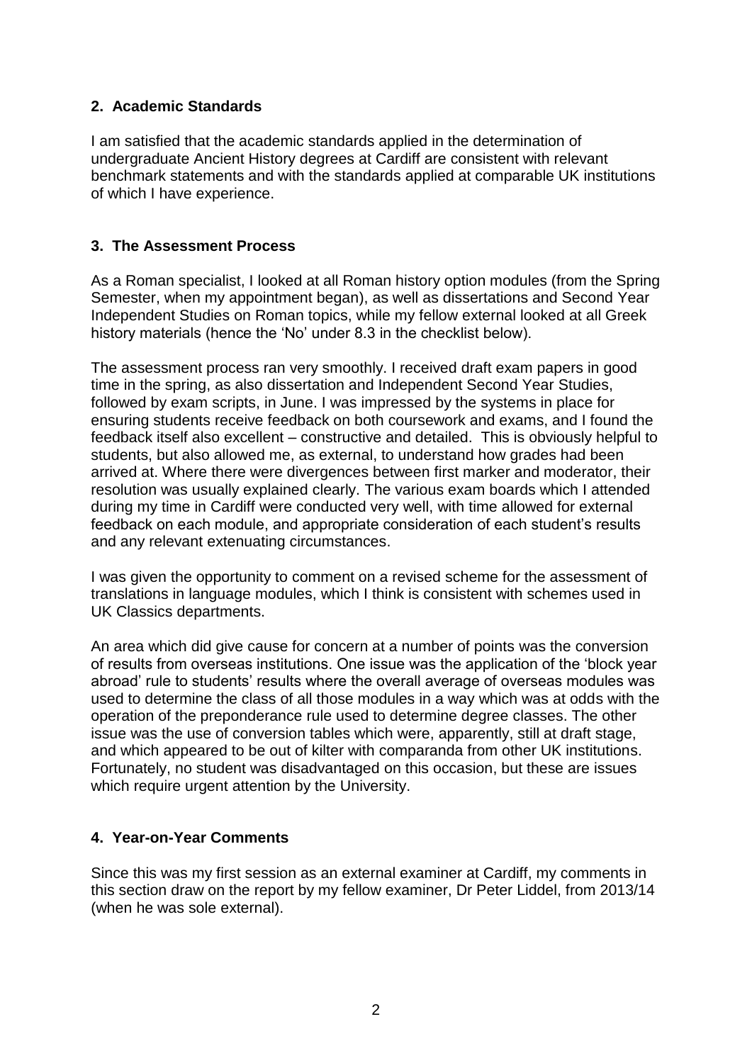## 2. Academic Standards

I am satisfied that the academic standards applied in the determination of undergraduate Ancient History degrees at Cardiff are consistent with relevant benchmark statements and with the standards applied at comparable UK institutions of which I have experience.

## 3. The Assessment Process

As a Roman specialist, I looked at all Roman history option modules (from the Spring Semester, when my appointment began), as well as dissertations and Second Year Independent Studies on Roman topics, while my fellow external looked at all Greek history materials (hence the 'No' under 8.3 in the checklist below).

The assessment process ran very smoothly. I received draft exam papers in good time in the spring, as also dissertation and Independent Second Year Studies, followed by exam scripts, in June. I was impressed by the systems in place for ensuring students receive feedback on both coursework and exams, and I found the feedback itself also excellent – constructive and detailed. This is obviously helpful to students, but also allowed me, as external, to understand how grades had been arrived at. Where there were divergences between first marker and moderator, their resolution was usually explained clearly. The various exam boards which I attended during my time in Cardiff were conducted very well, with time allowed for external feedback on each module, and appropriate consideration of each student's results and any relevant extenuating circumstances.

I was given the opportunity to comment on a revised scheme for the assessment of translations in language modules, which I think is consistent with schemes used in UK Classics departments.

An area which did give cause for concern at a number of points was the conversion of results from overseas institutions. One issue was the application of the 'block year abroad' rule to students' results where the overall average of overseas modules was used to determine the class of all those modules in a way which was at odds with the operation of the preponderance rule used to determine degree classes. The other issue was the use of conversion tables which were, apparently, still at draft stage, and which appeared to be out of kilter with comparanda from other UK institutions. Fortunately, no student was disadvantaged on this occasion, but these are issues which require urgent attention by the University.

## 4. Year-on-Year Comments

Since this was my first session as an external examiner at Cardiff, my comments in this section draw on the report by my fellow examiner, Dr Peter Liddel, from 2013/14 (when he was sole external).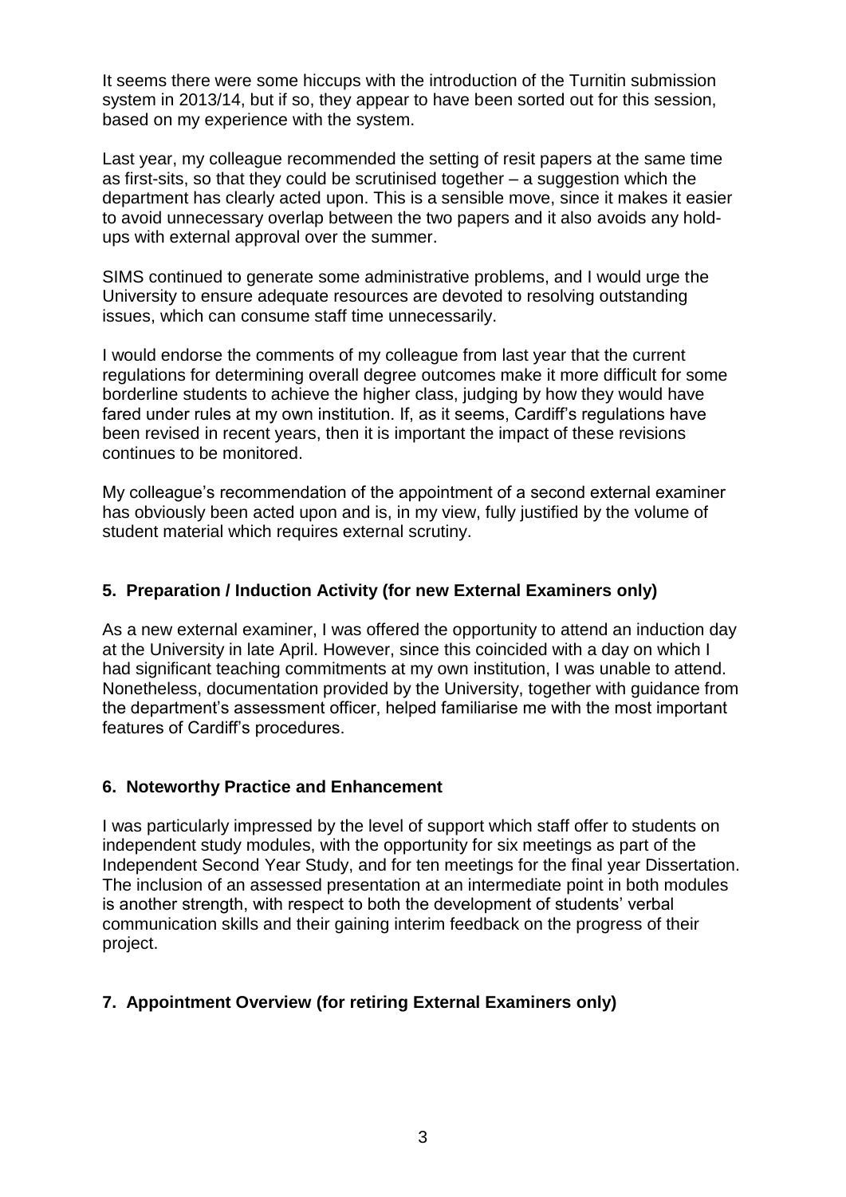It seems there were some hiccups with the introduction of the Turnitin submission system in 2013/14, but if so, they appear to have been sorted out for this session, based on my experience with the system.

Last year, my colleague recommended the setting of resit papers at the same time as first-sits, so that they could be scrutinised together – a suggestion which the department has clearly acted upon. This is a sensible move, since it makes it easier to avoid unnecessary overlap between the two papers and it also avoids any hold-ups with external approval over the summer.

SIMS continued to generate some administrative problems, and I would urge the University to ensure adequate resources are devoted to resolving outstanding issues, which can consume staff time unnecessarily.

I would endorse the comments of my colleague from last year that the current regulations for determining overall degree outcomes make it more difficult for some borderline students to achieve the higher class, judging by how they would have fared under rules at my own institution. If, as it seems, Cardiff's regulations have been revised in recent years, then it is important the impact of these revisions continues to be monitored.

My colleague's recommendation of the appointment of a second external examiner has obviously been acted upon and is, in my view, fully justified by the volume of student material which requires external scrutiny.

## 5. Preparation / Induction Activity (for new External Examiners only)

As a new external examiner, I was offered the opportunity to attend an induction day at the University in late April. However, since this coincided with a day on which I had significant teaching commitments at my own institution, I was unable to attend. Nonetheless, documentation provided by the University, together with guidance from the department's assessment officer, helped familiarise me with the most important features of Cardiff's procedures.

## 6. Noteworthy Practice and Enhancement

I was particularly impressed by the level of support which staff offer to students on independent study modules, with the opportunity for six meetings as part of the Independent Second Year Study, and for ten meetings for the final year Dissertation. The inclusion of an assessed presentation at an intermediate point in both modules is another strength, with respect to both the development of students' verbal communication skills and their gaining interim feedback on the progress of their project.

## 7. Appointment Overview (for retiring External Examiners only)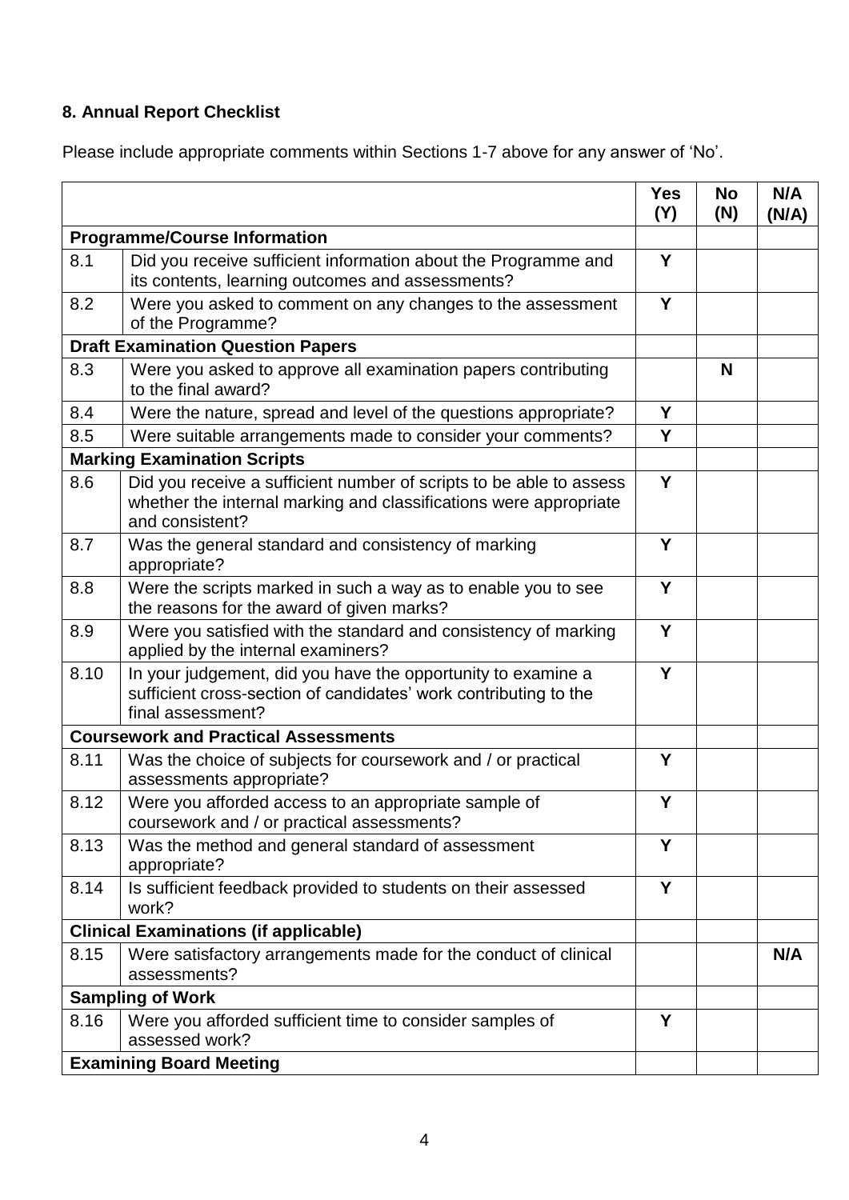## 8. Annual Report Checklist

Please include appropriate comments within Sections 1-7 above for any answer of 'No'.

| | | Yes (Y) | No (N) | N/A (N/A) |
|---|---|---|---|---|
| **Programme/Course Information** | | | | |
| 8.1 | Did you receive sufficient information about the Programme and its contents, learning outcomes and assessments? | Y | | |
| 8.2 | Were you asked to comment on any changes to the assessment of the Programme? | Y | | |
| **Draft Examination Question Papers** | | | | |
| 8.3 | Were you asked to approve all examination papers contributing to the final award? | | N | |
| 8.4 | Were the nature, spread and level of the questions appropriate? | Y | | |
| 8.5 | Were suitable arrangements made to consider your comments? | Y | | |
| **Marking Examination Scripts** | | | | |
| 8.6 | Did you receive a sufficient number of scripts to be able to assess whether the internal marking and classifications were appropriate and consistent? | Y | | |
| 8.7 | Was the general standard and consistency of marking appropriate? | Y | | |
| 8.8 | Were the scripts marked in such a way as to enable you to see the reasons for the award of given marks? | Y | | |
| 8.9 | Were you satisfied with the standard and consistency of marking applied by the internal examiners? | Y | | |
| 8.10 | In your judgement, did you have the opportunity to examine a sufficient cross-section of candidates' work contributing to the final assessment? | Y | | |
| **Coursework and Practical Assessments** | | | | |
| 8.11 | Was the choice of subjects for coursework and / or practical assessments appropriate? | Y | | |
| 8.12 | Were you afforded access to an appropriate sample of coursework and / or practical assessments? | Y | | |
| 8.13 | Was the method and general standard of assessment appropriate? | Y | | |
| 8.14 | Is sufficient feedback provided to students on their assessed work? | Y | | |
| **Clinical Examinations (if applicable)** | | | | |
| 8.15 | Were satisfactory arrangements made for the conduct of clinical assessments? | | | N/A |
| **Sampling of Work** | | | | |
| 8.16 | Were you afforded sufficient time to consider samples of assessed work? | Y | | |
| **Examining Board Meeting** | | | | |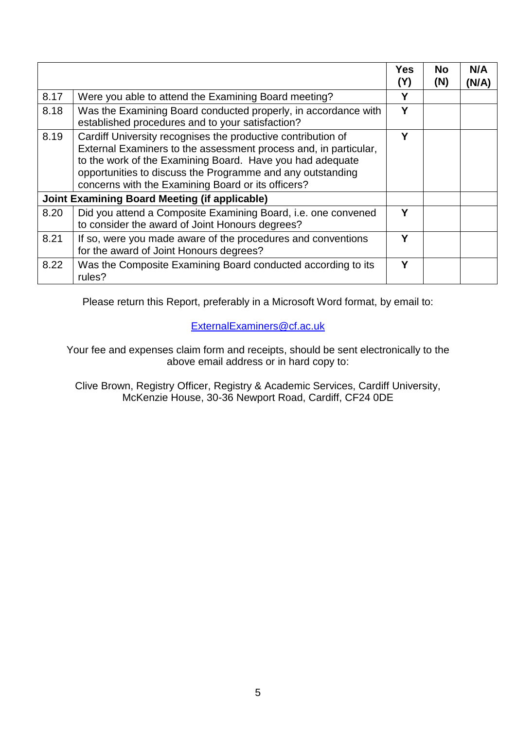| | | Yes (Y) | No (N) | N/A (N/A) |
|---|---|---|---|---|
| 8.17 | Were you able to attend the Examining Board meeting? | Y | | |
| 8.18 | Was the Examining Board conducted properly, in accordance with established procedures and to your satisfaction? | Y | | |
| 8.19 | Cardiff University recognises the productive contribution of External Examiners to the assessment process and, in particular, to the work of the Examining Board. Have you had adequate opportunities to discuss the Programme and any outstanding concerns with the Examining Board or its officers? | Y | | |
| **Joint Examining Board Meeting (if applicable)** | | | | |
| 8.20 | Did you attend a Composite Examining Board, i.e. one convened to consider the award of Joint Honours degrees? | Y | | |
| 8.21 | If so, were you made aware of the procedures and conventions for the award of Joint Honours degrees? | Y | | |
| 8.22 | Was the Composite Examining Board conducted according to its rules? | Y | | |

Please return this Report, preferably in a Microsoft Word format, by email to:

ExternalExaminers@cf.ac.uk

Your fee and expenses claim form and receipts, should be sent electronically to the above email address or in hard copy to:

Clive Brown, Registry Officer, Registry & Academic Services, Cardiff University, McKenzie House, 30-36 Newport Road, Cardiff, CF24 0DE